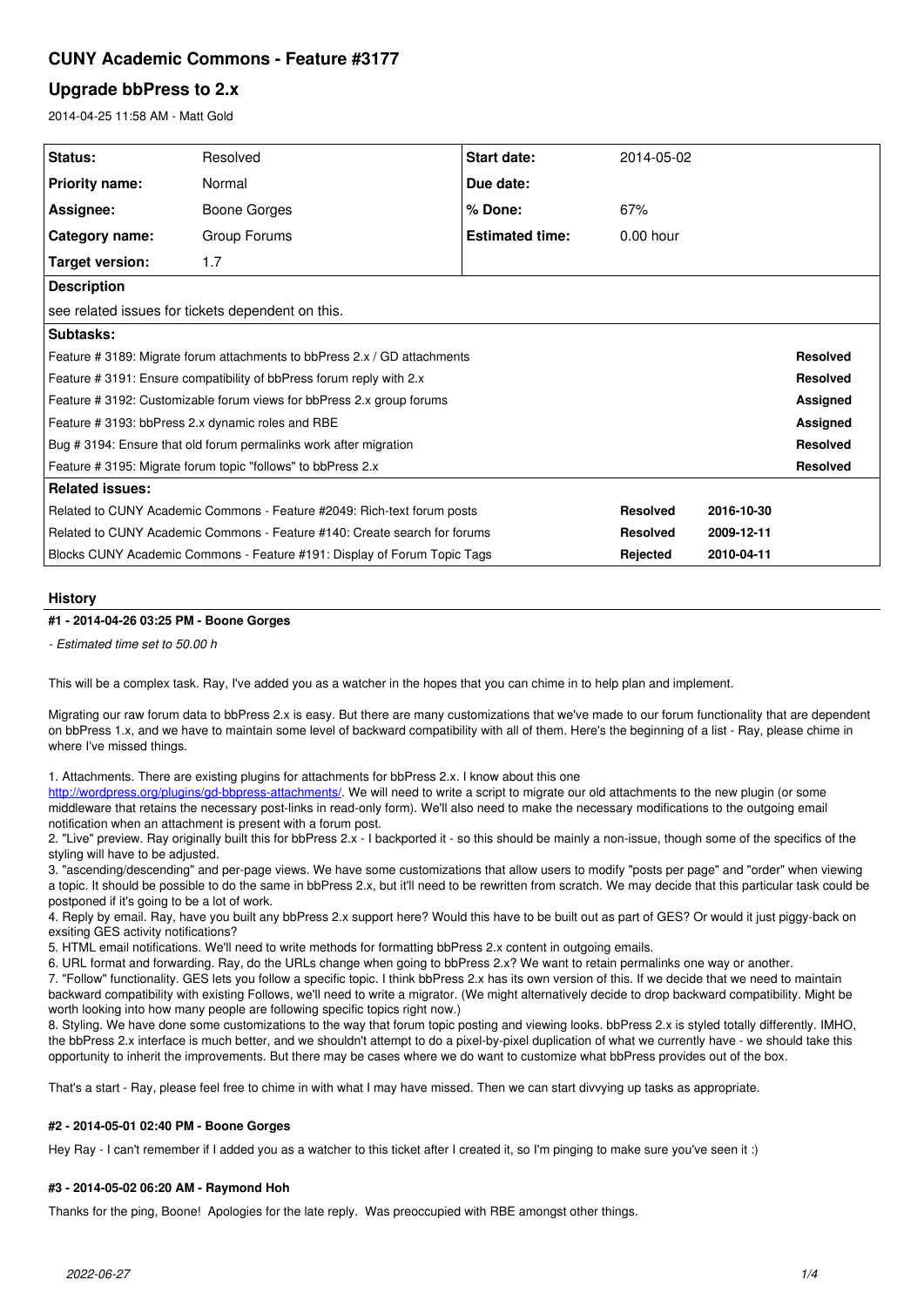# CUNY Academic Commons - Feature #3177

## Upgrade bbPress to 2.x

2014-04-25 11:58 AM - Matt Gold

| | | | |
|---|---|---|---|
| **Status:** | Resolved | **Start date:** | 2014-05-02 |
| **Priority name:** | Normal | **Due date:** | |
| **Assignee:** | Boone Gorges | **% Done:** | 67% |
| **Category name:** | Group Forums | **Estimated time:** | 0.00 hour |
| **Target version:** | 1.7 | | |

**Description**

see related issues for tickets dependent on this.

**Subtasks:**

| | |
|---|---|
| Feature # 3189: Migrate forum attachments to bbPress 2.x / GD attachments | **Resolved** |
| Feature # 3191: Ensure compatibility of bbPress forum reply with 2.x | **Resolved** |
| Feature # 3192: Customizable forum views for bbPress 2.x group forums | **Assigned** |
| Feature # 3193: bbPress 2.x dynamic roles and RBE | **Assigned** |
| Bug # 3194: Ensure that old forum permalinks work after migration | **Resolved** |
| Feature # 3195: Migrate forum topic "follows" to bbPress 2.x | **Resolved** |

**Related issues:**

| | | |
|---|---|---|
| Related to CUNY Academic Commons - Feature #2049: Rich-text forum posts | **Resolved** | **2016-10-30** |
| Related to CUNY Academic Commons - Feature #140: Create search for forums | **Resolved** | **2009-12-11** |
| Blocks CUNY Academic Commons - Feature #191: Display of Forum Topic Tags | **Rejected** | **2010-04-11** |

## History

#### #1 - 2014-04-26 03:25 PM - Boone Gorges

*- Estimated time set to 50.00 h*

This will be a complex task. Ray, I've added you as a watcher in the hopes that you can chime in to help plan and implement.

Migrating our raw forum data to bbPress 2.x is easy. But there are many customizations that we've made to our forum functionality that are dependent on bbPress 1.x, and we have to maintain some level of backward compatibility with all of them. Here's the beginning of a list - Ray, please chime in where I've missed things.

1. Attachments. There are existing plugins for attachments for bbPress 2.x. I know about this one http://wordpress.org/plugins/gd-bbpress-attachments/. We will need to write a script to migrate our old attachments to the new plugin (or some middleware that retains the necessary post-links in read-only form). We'll also need to make the necessary modifications to the outgoing email notification when an attachment is present with a forum post.
2. "Live" preview. Ray originally built this for bbPress 2.x - I backported it - so this should be mainly a non-issue, though some of the specifics of the styling will have to be adjusted.
3. "ascending/descending" and per-page views. We have some customizations that allow users to modify "posts per page" and "order" when viewing a topic. It should be possible to do the same in bbPress 2.x, but it'll need to be rewritten from scratch. We may decide that this particular task could be postponed if it's going to be a lot of work.
4. Reply by email. Ray, have you built any bbPress 2.x support here? Would this have to be built out as part of GES? Or would it just piggy-back on exsiting GES activity notifications?
5. HTML email notifications. We'll need to write methods for formatting bbPress 2.x content in outgoing emails.
6. URL format and forwarding. Ray, do the URLs change when going to bbPress 2.x? We want to retain permalinks one way or another.
7. "Follow" functionality. GES lets you follow a specific topic. I think bbPress 2.x has its own version of this. If we decide that we need to maintain backward compatibility with existing Follows, we'll need to write a migrator. (We might alternatively decide to drop backward compatibility. Might be worth looking into how many people are following specific topics right now.)
8. Styling. We have done some customizations to the way that forum topic posting and viewing looks. bbPress 2.x is styled totally differently. IMHO, the bbPress 2.x interface is much better, and we shouldn't attempt to do a pixel-by-pixel duplication of what we currently have - we should take this opportunity to inherit the improvements. But there may be cases where we do want to customize what bbPress provides out of the box.

That's a start - Ray, please feel free to chime in with what I may have missed. Then we can start divvying up tasks as appropriate.

#### #2 - 2014-05-01 02:40 PM - Boone Gorges

Hey Ray - I can't remember if I added you as a watcher to this ticket after I created it, so I'm pinging to make sure you've seen it :)

#### #3 - 2014-05-02 06:20 AM - Raymond Hoh

Thanks for the ping, Boone! Apologies for the late reply. Was preoccupied with RBE amongst other things.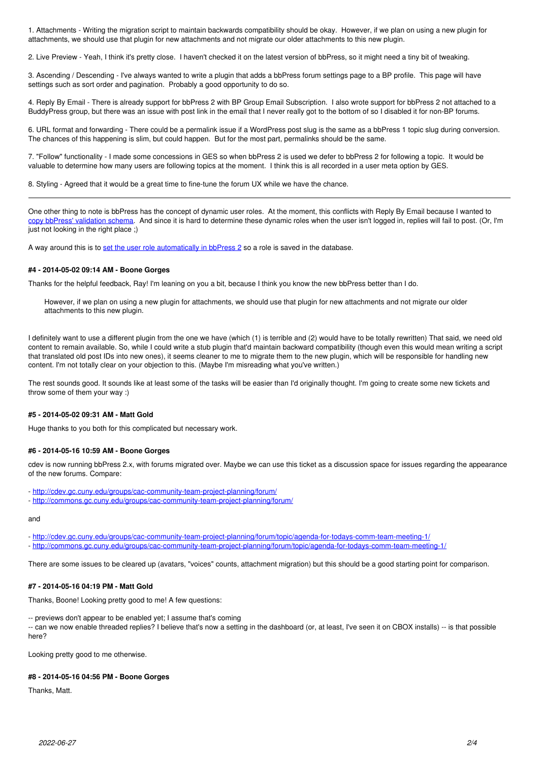1. Attachments - Writing the migration script to maintain backwards compatibility should be okay. However, if we plan on using a new plugin for attachments, we should use that plugin for new attachments and not migrate our older attachments to this new plugin.

2. Live Preview - Yeah, I think it's pretty close. I haven't checked it on the latest version of bbPress, so it might need a tiny bit of tweaking.

3. Ascending / Descending - I've always wanted to write a plugin that adds a bbPress forum settings page to a BP profile. This page will have settings such as sort order and pagination. Probably a good opportunity to do so.

4. Reply By Email - There is already support for bbPress 2 with BP Group Email Subscription. I also wrote support for bbPress 2 not attached to a BuddyPress group, but there was an issue with post link in the email that I never really got to the bottom of so I disabled it for non-BP forums.

6. URL format and forwarding - There could be a permalink issue if a WordPress post slug is the same as a bbPress 1 topic slug during conversion. The chances of this happening is slim, but could happen. But for the most part, permalinks should be the same.

7. "Follow" functionality - I made some concessions in GES so when bbPress 2 is used we defer to bbPress 2 for following a topic. It would be valuable to determine how many users are following topics at the moment. I think this is all recorded in a user meta option by GES.

8. Styling - Agreed that it would be a great time to fine-tune the forum UX while we have the chance.

---

One other thing to note is bbPress has the concept of dynamic user roles. At the moment, this conflicts with Reply By Email because I wanted to copy bbPress' validation schema. And since it is hard to determine these dynamic roles when the user isn't logged in, replies will fail to post. (Or, I'm just not looking in the right place ;)

A way around this is to set the user role automatically in bbPress 2 so a role is saved in the database.

#### #4 - 2014-05-02 09:14 AM - Boone Gorges

Thanks for the helpful feedback, Ray! I'm leaning on you a bit, because I think you know the new bbPress better than I do.

> However, if we plan on using a new plugin for attachments, we should use that plugin for new attachments and not migrate our older attachments to this new plugin.

I definitely want to use a different plugin from the one we have (which (1) is terrible and (2) would have to be totally rewritten) That said, we need old content to remain available. So, while I could write a stub plugin that'd maintain backward compatibility (though even this would mean writing a script that translated old post IDs into new ones), it seems cleaner to me to migrate them to the new plugin, which will be responsible for handling new content. I'm not totally clear on your objection to this. (Maybe I'm misreading what you've written.)

The rest sounds good. It sounds like at least some of the tasks will be easier than I'd originally thought. I'm going to create some new tickets and throw some of them your way :)

#### #5 - 2014-05-02 09:31 AM - Matt Gold

Huge thanks to you both for this complicated but necessary work.

#### #6 - 2014-05-16 10:59 AM - Boone Gorges

cdev is now running bbPress 2.x, with forums migrated over. Maybe we can use this ticket as a discussion space for issues regarding the appearance of the new forums. Compare:

- http://cdev.gc.cuny.edu/groups/cac-community-team-project-planning/forum/
- http://commons.gc.cuny.edu/groups/cac-community-team-project-planning/forum/

and

- http://cdev.gc.cuny.edu/groups/cac-community-team-project-planning/forum/topic/agenda-for-todays-comm-team-meeting-1/
- http://commons.gc.cuny.edu/groups/cac-community-team-project-planning/forum/topic/agenda-for-todays-comm-team-meeting-1/

There are some issues to be cleared up (avatars, "voices" counts, attachment migration) but this should be a good starting point for comparison.

#### #7 - 2014-05-16 04:19 PM - Matt Gold

Thanks, Boone! Looking pretty good to me! A few questions:

-- previews don't appear to be enabled yet; I assume that's coming
-- can we now enable threaded replies? I believe that's now a setting in the dashboard (or, at least, I've seen it on CBOX installs) -- is that possible here?

Looking pretty good to me otherwise.

#### #8 - 2014-05-16 04:56 PM - Boone Gorges

Thanks, Matt.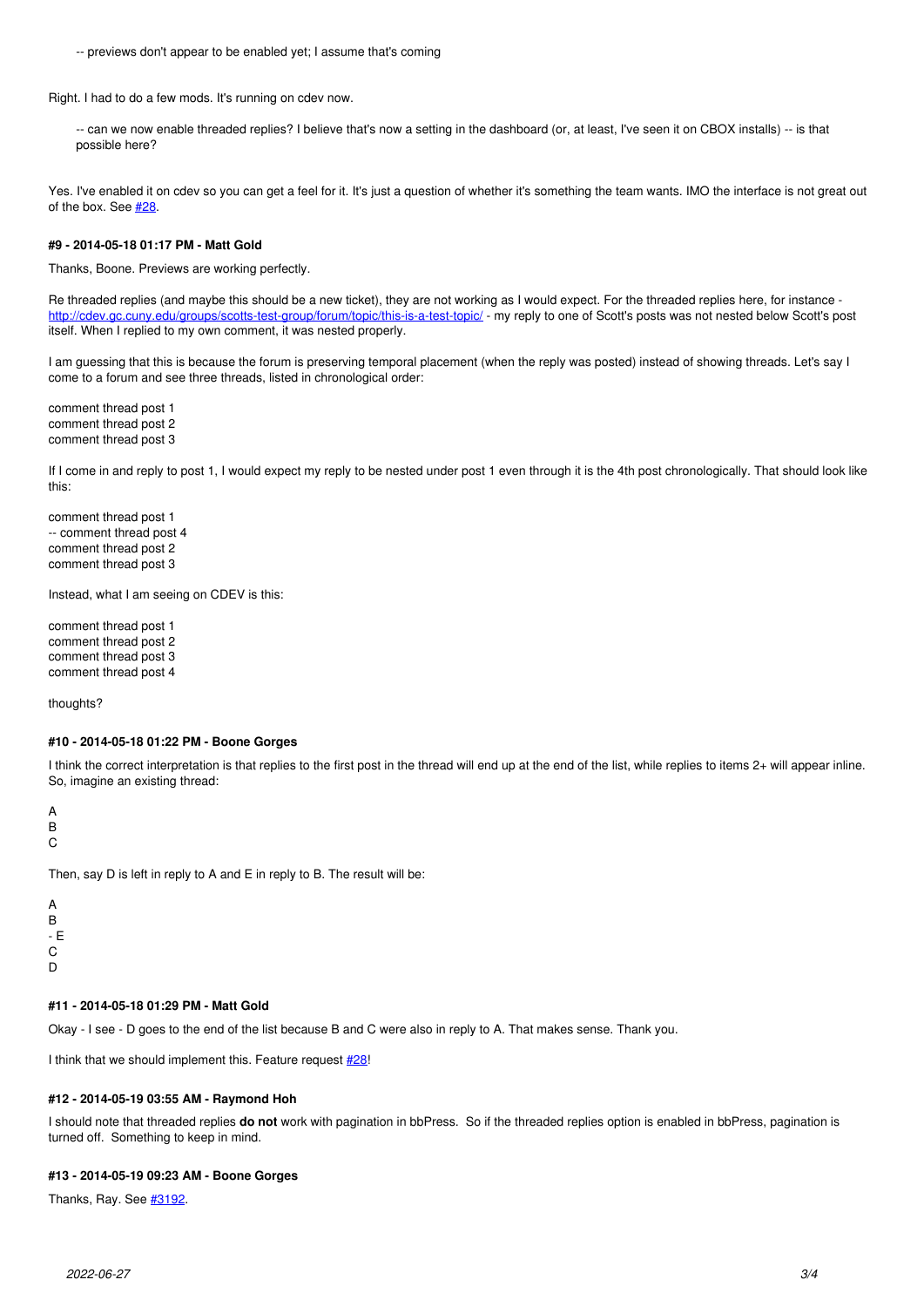> -- previews don't appear to be enabled yet; I assume that's coming

Right. I had to do a few mods. It's running on cdev now.

> -- can we now enable threaded replies? I believe that's now a setting in the dashboard (or, at least, I've seen it on CBOX installs) -- is that possible here?

Yes. I've enabled it on cdev so you can get a feel for it. It's just a question of whether it's something the team wants. IMO the interface is not great out of the box. See [#28](#28).

#### #9 - 2014-05-18 01:17 PM - Matt Gold

Thanks, Boone. Previews are working perfectly.

Re threaded replies (and maybe this should be a new ticket), they are not working as I would expect. For the threaded replies here, for instance - [http://cdev.gc.cuny.edu/groups/scotts-test-group/forum/topic/this-is-a-test-topic/](http://cdev.gc.cuny.edu/groups/scotts-test-group/forum/topic/this-is-a-test-topic/) - my reply to one of Scott's posts was not nested below Scott's post itself. When I replied to my own comment, it was nested properly.

I am guessing that this is because the forum is preserving temporal placement (when the reply was posted) instead of showing threads. Let's say I come to a forum and see three threads, listed in chronological order:

comment thread post 1
comment thread post 2
comment thread post 3

If I come in and reply to post 1, I would expect my reply to be nested under post 1 even through it is the 4th post chronologically. That should look like this:

comment thread post 1
-- comment thread post 4
comment thread post 2
comment thread post 3

Instead, what I am seeing on CDEV is this:

comment thread post 1
comment thread post 2
comment thread post 3
comment thread post 4

thoughts?

#### #10 - 2014-05-18 01:22 PM - Boone Gorges

I think the correct interpretation is that replies to the first post in the thread will end up at the end of the list, while replies to items 2+ will appear inline. So, imagine an existing thread:

A
B
C

Then, say D is left in reply to A and E in reply to B. The result will be:

A
B
- E
C
D

#### #11 - 2014-05-18 01:29 PM - Matt Gold

Okay - I see - D goes to the end of the list because B and C were also in reply to A. That makes sense. Thank you.

I think that we should implement this. Feature request [#28](#28)!

#### #12 - 2014-05-19 03:55 AM - Raymond Hoh

I should note that threaded replies **do not** work with pagination in bbPress. So if the threaded replies option is enabled in bbPress, pagination is turned off. Something to keep in mind.

#### #13 - 2014-05-19 09:23 AM - Boone Gorges

Thanks, Ray. See [#3192](#3192).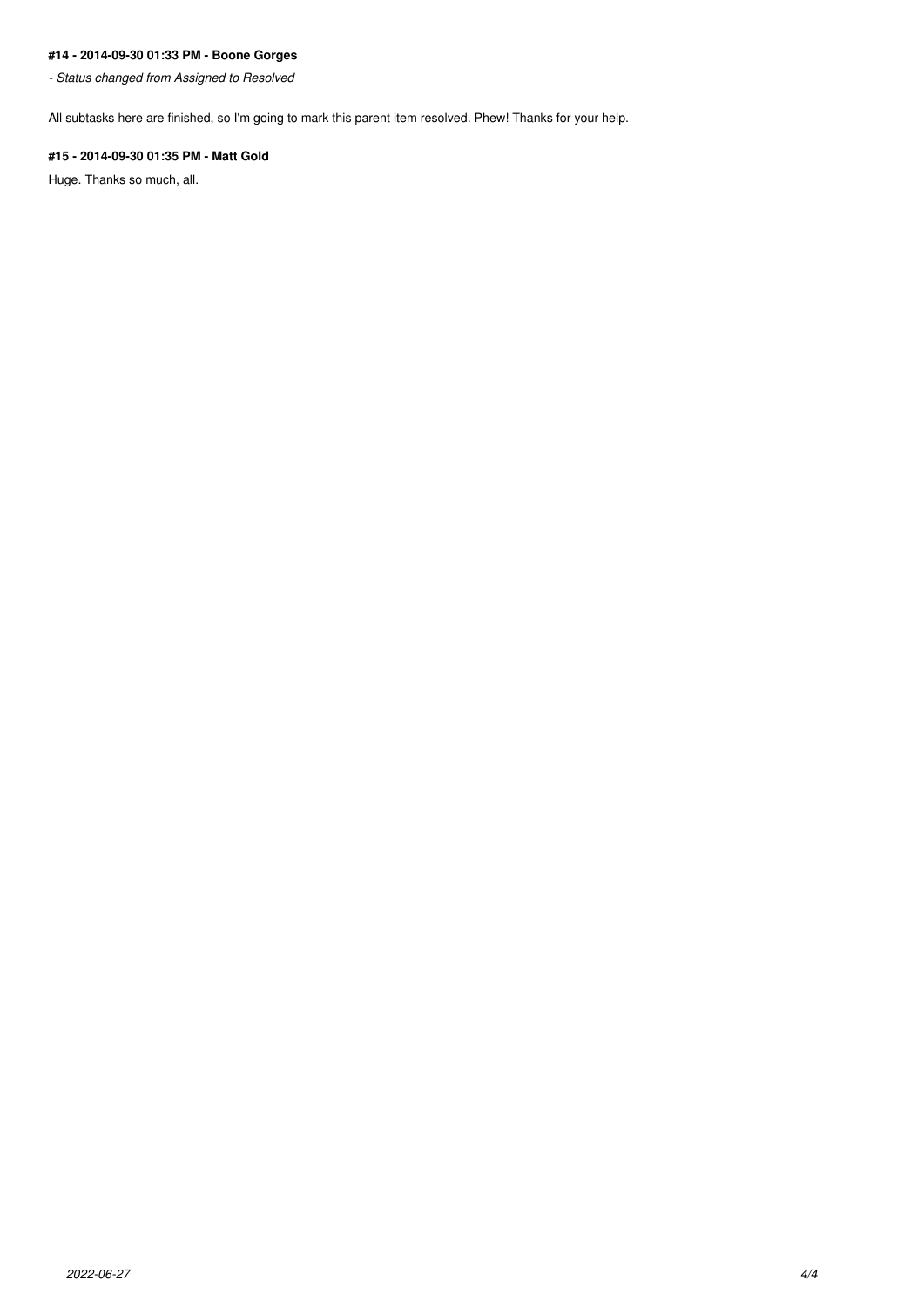**#14 - 2014-09-30 01:33 PM - Boone Gorges**

*- Status changed from Assigned to Resolved*

All subtasks here are finished, so I'm going to mark this parent item resolved. Phew! Thanks for your help.

**#15 - 2014-09-30 01:35 PM - Matt Gold**

Huge. Thanks so much, all.